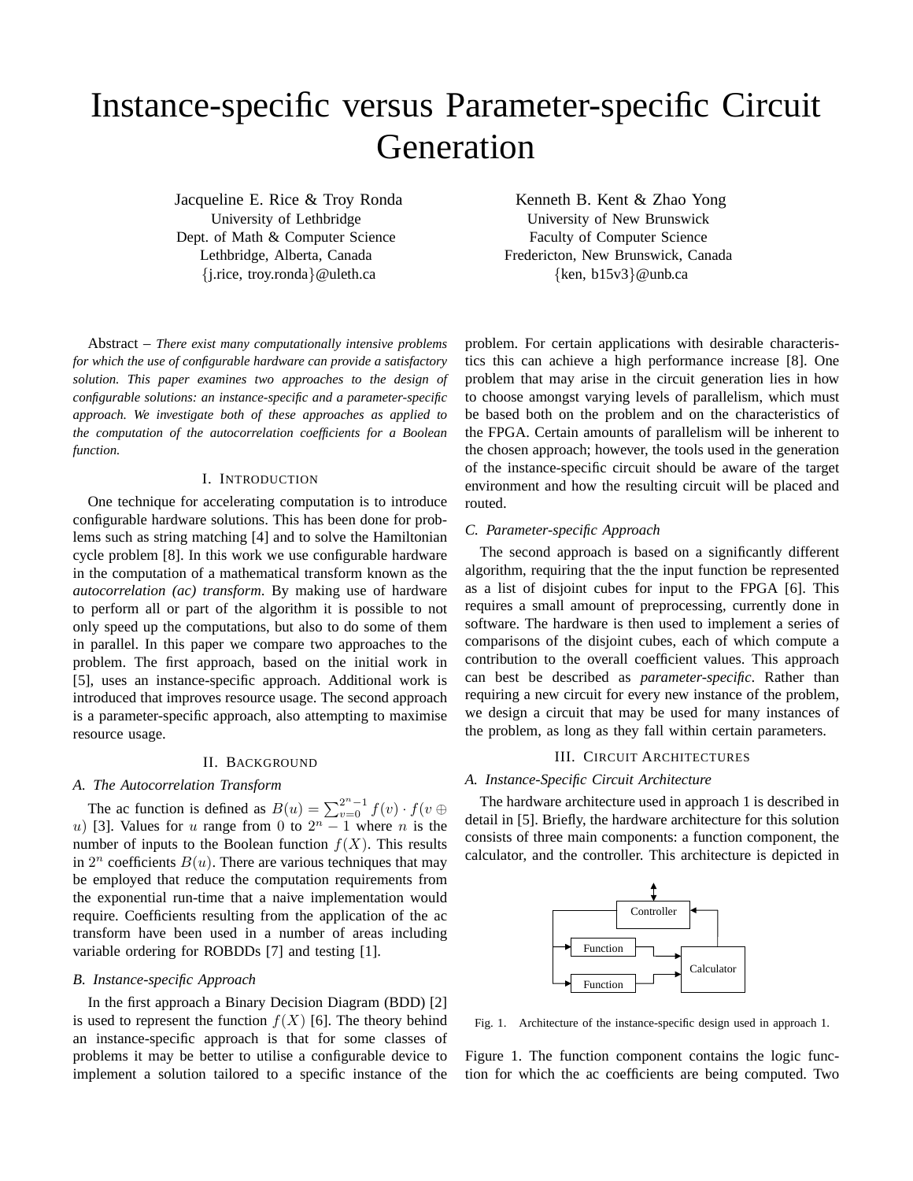# Instance-specific versus Parameter-specific Circuit Generation

Jacqueline E. Rice & Troy Ronda
University of Lethbridge
Dept. of Math & Computer Science
Lethbridge, Alberta, Canada
{j.rice, troy.ronda}@uleth.ca

Kenneth B. Kent & Zhao Yong
University of New Brunswick
Faculty of Computer Science
Fredericton, New Brunswick, Canada
{ken, b15v3}@unb.ca

Abstract – *There exist many computationally intensive problems for which the use of configurable hardware can provide a satisfactory solution. This paper examines two approaches to the design of configurable solutions: an instance-specific and a parameter-specific approach. We investigate both of these approaches as applied to the computation of the autocorrelation coefficients for a Boolean function.*

## I. Introduction

One technique for accelerating computation is to introduce configurable hardware solutions. This has been done for problems such as string matching [4] and to solve the Hamiltonian cycle problem [8]. In this work we use configurable hardware in the computation of a mathematical transform known as the *autocorrelation (ac) transform*. By making use of hardware to perform all or part of the algorithm it is possible to not only speed up the computations, but also to do some of them in parallel. In this paper we compare two approaches to the problem. The first approach, based on the initial work in [5], uses an instance-specific approach. Additional work is introduced that improves resource usage. The second approach is a parameter-specific approach, also attempting to maximise resource usage.

## II. Background

### A. The Autocorrelation Transform

The ac function is defined as $B(u) = \sum_{v=0}^{2^n-1} f(v) \cdot f(v \oplus u)$ [3]. Values for $u$ range from $0$ to $2^n - 1$ where $n$ is the number of inputs to the Boolean function $f(X)$. This results in $2^n$ coefficients $B(u)$. There are various techniques that may be employed that reduce the computation requirements from the exponential run-time that a naive implementation would require. Coefficients resulting from the application of the ac transform have been used in a number of areas including variable ordering for ROBDDs [7] and testing [1].

### B. Instance-specific Approach

In the first approach a Binary Decision Diagram (BDD) [2] is used to represent the function $f(X)$ [6]. The theory behind an instance-specific approach is that for some classes of problems it may be better to utilise a configurable device to implement a solution tailored to a specific instance of the problem. For certain applications with desirable characteristics this can achieve a high performance increase [8]. One problem that may arise in the circuit generation lies in how to choose amongst varying levels of parallelism, which must be based both on the problem and on the characteristics of the FPGA. Certain amounts of parallelism will be inherent to the chosen approach; however, the tools used in the generation of the instance-specific circuit should be aware of the target environment and how the resulting circuit will be placed and routed.

### C. Parameter-specific Approach

The second approach is based on a significantly different algorithm, requiring that the the input function be represented as a list of disjoint cubes for input to the FPGA [6]. This requires a small amount of preprocessing, currently done in software. The hardware is then used to implement a series of comparisons of the disjoint cubes, each of which compute a contribution to the overall coefficient values. This approach can best be described as *parameter-specific*. Rather than requiring a new circuit for every new instance of the problem, we design a circuit that may be used for many instances of the problem, as long as they fall within certain parameters.

## III. Circuit Architectures

### A. Instance-Specific Circuit Architecture

The hardware architecture used in approach 1 is described in detail in [5]. Briefly, the hardware architecture for this solution consists of three main components: a function component, the calculator, and the controller. This architecture is depicted in Figure 1. The function component contains the logic function for which the ac coefficients are being computed. Two

Fig. 1. Architecture of the instance-specific design used in approach 1.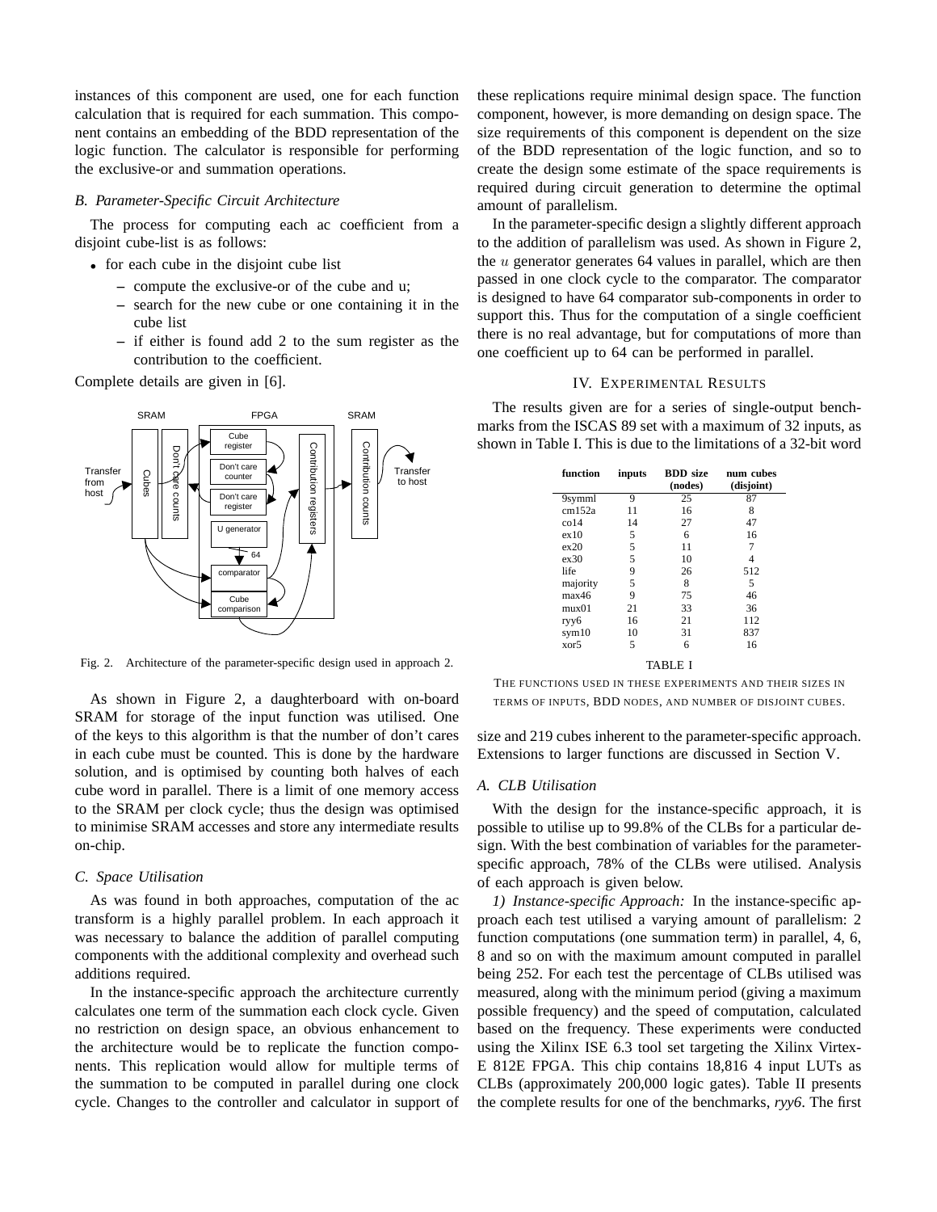instances of this component are used, one for each function calculation that is required for each summation. This component contains an embedding of the BDD representation of the logic function. The calculator is responsible for performing the exclusive-or and summation operations.

### B. Parameter-Specific Circuit Architecture

The process for computing each ac coefficient from a disjoint cube-list is as follows:

- for each cube in the disjoint cube list
  - compute the exclusive-or of the cube and u;
  - search for the new cube or one containing it in the cube list
  - if either is found add 2 to the sum register as the contribution to the coefficient.

Complete details are given in [6].

Fig. 2. Architecture of the parameter-specific design used in approach 2.

As shown in Figure 2, a daughterboard with on-board SRAM for storage of the input function was utilised. One of the keys to this algorithm is that the number of don't cares in each cube must be counted. This is done by the hardware solution, and is optimised by counting both halves of each cube word in parallel. There is a limit of one memory access to the SRAM per clock cycle; thus the design was optimised to minimise SRAM accesses and store any intermediate results on-chip.

### C. Space Utilisation

As was found in both approaches, computation of the ac transform is a highly parallel problem. In each approach it was necessary to balance the addition of parallel computing components with the additional complexity and overhead such additions required.

In the instance-specific approach the architecture currently calculates one term of the summation each clock cycle. Given no restriction on design space, an obvious enhancement to the architecture would be to replicate the function components. This replication would allow for multiple terms of the summation to be computed in parallel during one clock cycle. Changes to the controller and calculator in support of these replications require minimal design space. The function component, however, is more demanding on design space. The size requirements of this component is dependent on the size of the BDD representation of the logic function, and so to create the design some estimate of the space requirements is required during circuit generation to determine the optimal amount of parallelism.

In the parameter-specific design a slightly different approach to the addition of parallelism was used. As shown in Figure 2, the $u$ generator generates 64 values in parallel, which are then passed in one clock cycle to the comparator. The comparator is designed to have 64 comparator sub-components in order to support this. Thus for the computation of a single coefficient there is no real advantage, but for computations of more than one coefficient up to 64 can be performed in parallel.

## IV. Experimental Results

The results given are for a series of single-output benchmarks from the ISCAS 89 set with a maximum of 32 inputs, as shown in Table I. This is due to the limitations of a 32-bit word size and 219 cubes inherent to the parameter-specific approach. Extensions to larger functions are discussed in Section V.

| function | inputs | BDD size (nodes) | num cubes (disjoint) |
|---|---|---|---|
| 9symml | 9 | 25 | 87 |
| cm152a | 11 | 16 | 8 |
| co14 | 14 | 27 | 47 |
| ex10 | 5 | 6 | 16 |
| ex20 | 5 | 11 | 7 |
| ex30 | 5 | 10 | 4 |
| life | 9 | 26 | 512 |
| majority | 5 | 8 | 5 |
| max46 | 9 | 75 | 46 |
| mux01 | 21 | 33 | 36 |
| ryy6 | 16 | 21 | 112 |
| sym10 | 10 | 31 | 837 |
| xor5 | 5 | 6 | 16 |

TABLE I

THE FUNCTIONS USED IN THESE EXPERIMENTS AND THEIR SIZES IN TERMS OF INPUTS, BDD NODES, AND NUMBER OF DISJOINT CUBES.

### A. CLB Utilisation

With the design for the instance-specific approach, it is possible to utilise up to 99.8% of the CLBs for a particular design. With the best combination of variables for the parameter-specific approach, 78% of the CLBs were utilised. Analysis of each approach is given below.

*1) Instance-specific Approach:* In the instance-specific approach each test utilised a varying amount of parallelism: 2 function computations (one summation term) in parallel, 4, 6, 8 and so on with the maximum amount computed in parallel being 252. For each test the percentage of CLBs utilised was measured, along with the minimum period (giving a maximum possible frequency) and the speed of computation, calculated based on the frequency. These experiments were conducted using the Xilinx ISE 6.3 tool set targeting the Xilinx Virtex-E 812E FPGA. This chip contains 18,816 4 input LUTs as CLBs (approximately 200,000 logic gates). Table II presents the complete results for one of the benchmarks, *ryy6*. The first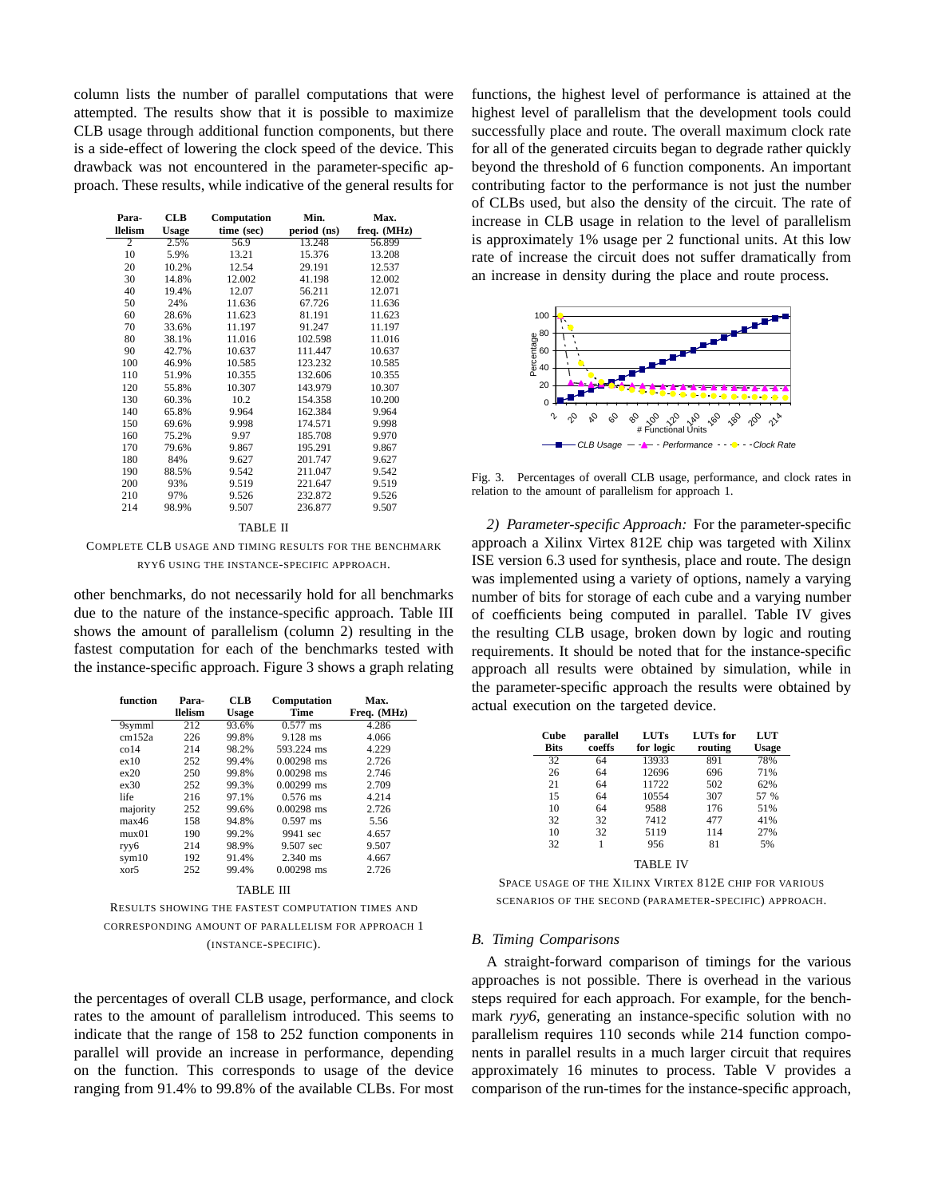column lists the number of parallel computations that were attempted. The results show that it is possible to maximize CLB usage through additional function components, but there is a side-effect of lowering the clock speed of the device. This drawback was not encountered in the parameter-specific approach. These results, while indicative of the general results for other benchmarks, do not necessarily hold for all benchmarks due to the nature of the instance-specific approach. Table III shows the amount of parallelism (column 2) resulting in the fastest computation for each of the benchmarks tested with the instance-specific approach. Figure 3 shows a graph relating the percentages of overall CLB usage, performance, and clock rates to the amount of parallelism introduced. This seems to indicate that the range of 158 to 252 function components in parallel will provide an increase in performance, depending on the function. This corresponds to usage of the device ranging from 91.4% to 99.8% of the available CLBs. For most functions, the highest level of performance is attained at the highest level of parallelism that the development tools could successfully place and route. The overall maximum clock rate for all of the generated circuits began to degrade rather quickly beyond the threshold of 6 function components. An important contributing factor to the performance is not just the number of CLBs used, but also the density of the circuit. The rate of increase in CLB usage in relation to the level of parallelism is approximately 1% usage per 2 functional units. At this low rate of increase the circuit does not suffer dramatically from an increase in density during the place and route process.

| Parallelism | CLB Usage | Computation time (sec) | Min. period (ns) | Max. freq. (MHz) |
|---|---|---|---|---|
| 2 | 2.5% | 56.9 | 13.248 | 56.899 |
| 10 | 5.9% | 13.21 | 15.376 | 13.208 |
| 20 | 10.2% | 12.54 | 29.191 | 12.537 |
| 30 | 14.8% | 12.002 | 41.198 | 12.002 |
| 40 | 19.4% | 12.07 | 56.211 | 12.071 |
| 50 | 24% | 11.636 | 67.726 | 11.636 |
| 60 | 28.6% | 11.623 | 81.191 | 11.623 |
| 70 | 33.6% | 11.197 | 91.247 | 11.197 |
| 80 | 38.1% | 11.016 | 102.598 | 11.016 |
| 90 | 42.7% | 10.637 | 111.447 | 10.637 |
| 100 | 46.9% | 10.585 | 123.232 | 10.585 |
| 110 | 51.9% | 10.355 | 132.606 | 10.355 |
| 120 | 55.8% | 10.307 | 143.979 | 10.307 |
| 130 | 60.3% | 10.2 | 154.358 | 10.200 |
| 140 | 65.8% | 9.964 | 162.384 | 9.964 |
| 150 | 69.6% | 9.998 | 174.571 | 9.998 |
| 160 | 75.2% | 9.97 | 185.708 | 9.970 |
| 170 | 79.6% | 9.867 | 195.291 | 9.867 |
| 180 | 84% | 9.627 | 201.747 | 9.627 |
| 190 | 88.5% | 9.542 | 211.047 | 9.542 |
| 200 | 93% | 9.519 | 221.647 | 9.519 |
| 210 | 97% | 9.526 | 232.872 | 9.526 |
| 214 | 98.9% | 9.507 | 236.877 | 9.507 |

TABLE II

COMPLETE CLB USAGE AND TIMING RESULTS FOR THE BENCHMARK RYY6 USING THE INSTANCE-SPECIFIC APPROACH.

| function | Parallelism | CLB Usage | Computation Time | Max. Freq. (MHz) |
|---|---|---|---|---|
| 9symml | 212 | 93.6% | 0.577 ms | 4.286 |
| cm152a | 226 | 99.8% | 9.128 ms | 4.066 |
| co14 | 214 | 98.2% | 593.224 ms | 4.229 |
| ex10 | 252 | 99.4% | 0.00298 ms | 2.726 |
| ex20 | 250 | 99.8% | 0.00298 ms | 2.746 |
| ex30 | 252 | 99.3% | 0.00299 ms | 2.709 |
| life | 216 | 97.1% | 0.576 ms | 4.214 |
| majority | 252 | 99.6% | 0.00298 ms | 2.726 |
| max46 | 158 | 94.8% | 0.597 ms | 5.56 |
| mux01 | 190 | 99.2% | 9941 sec | 4.657 |
| ryy6 | 214 | 98.9% | 9.507 sec | 9.507 |
| sym10 | 192 | 91.4% | 2.340 ms | 4.667 |
| xor5 | 252 | 99.4% | 0.00298 ms | 2.726 |

TABLE III

RESULTS SHOWING THE FASTEST COMPUTATION TIMES AND CORRESPONDING AMOUNT OF PARALLELISM FOR APPROACH 1 (INSTANCE-SPECIFIC).

Fig. 3. Percentages of overall CLB usage, performance, and clock rates in relation to the amount of parallelism for approach 1.

*2) Parameter-specific Approach:* For the parameter-specific approach a Xilinx Virtex 812E chip was targeted with Xilinx ISE version 6.3 used for synthesis, place and route. The design was implemented using a variety of options, namely a varying number of bits for storage of each cube and a varying number of coefficients being computed in parallel. Table IV gives the resulting CLB usage, broken down by logic and routing requirements. It should be noted that for the instance-specific approach all results were obtained by simulation, while in the parameter-specific approach the results were obtained by actual execution on the targeted device.

| Cube Bits | parallel coeffs | LUTs for logic | LUTs for routing | LUT Usage |
|---|---|---|---|---|
| 32 | 64 | 13933 | 891 | 78% |
| 26 | 64 | 12696 | 696 | 71% |
| 21 | 64 | 11722 | 502 | 62% |
| 15 | 64 | 10554 | 307 | 57 % |
| 10 | 64 | 9588 | 176 | 51% |
| 32 | 32 | 7412 | 477 | 41% |
| 10 | 32 | 5119 | 114 | 27% |
| 32 | 1 | 956 | 81 | 5% |

TABLE IV

SPACE USAGE OF THE XILINX VIRTEX 812E CHIP FOR VARIOUS SCENARIOS OF THE SECOND (PARAMETER-SPECIFIC) APPROACH.

### B. Timing Comparisons

A straight-forward comparison of timings for the various approaches is not possible. There is overhead in the various steps required for each approach. For example, for the benchmark *ryy6*, generating an instance-specific solution with no parallelism requires 110 seconds while 214 function components in parallel results in a much larger circuit that requires approximately 16 minutes to process. Table V provides a comparison of the run-times for the instance-specific approach,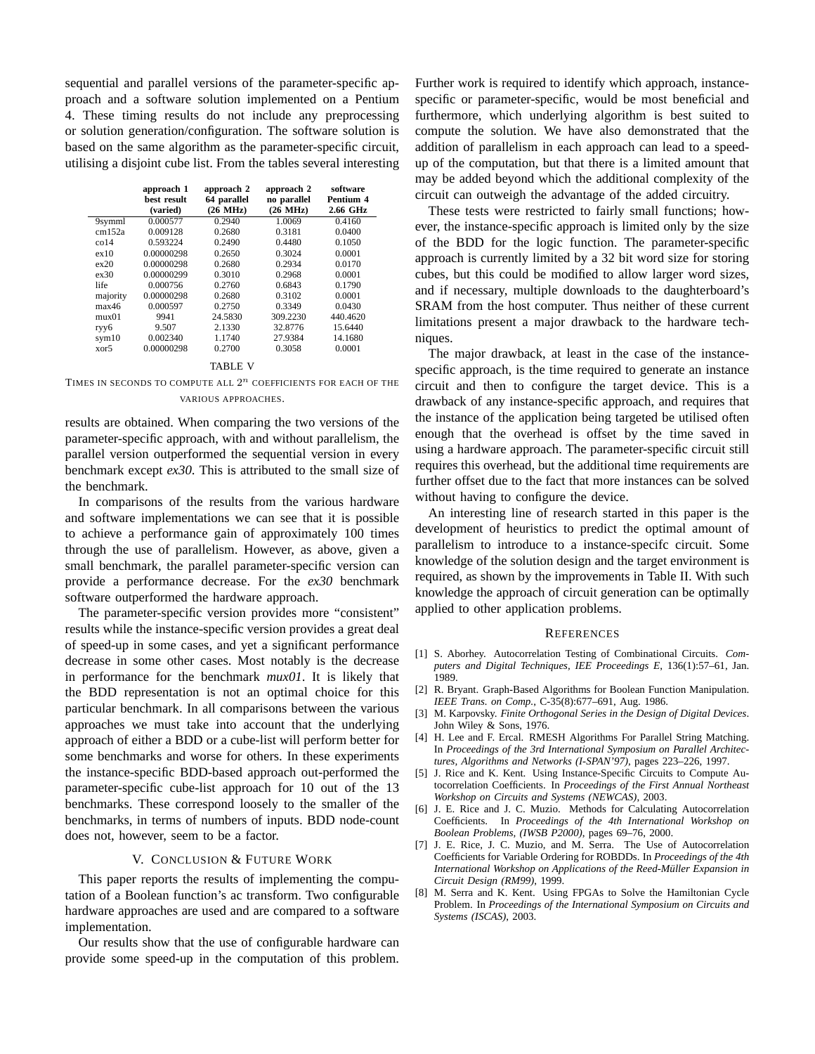sequential and parallel versions of the parameter-specific approach and a software solution implemented on a Pentium 4. These timing results do not include any preprocessing or solution generation/configuration. The software solution is based on the same algorithm as the parameter-specific circuit, utilising a disjoint cube list. From the tables several interesting

| | **approach 1 best result (varied)** | **approach 2 64 parallel (26 MHz)** | **approach 2 no parallel (26 MHz)** | **software Pentium 4 2.66 GHz** |
|---|---|---|---|---|
| 9symml | 0.000577 | 0.2940 | 1.0069 | 0.4160 |
| cm152a | 0.009128 | 0.2680 | 0.3181 | 0.0400 |
| co14 | 0.593224 | 0.2490 | 0.4480 | 0.1050 |
| ex10 | 0.00000298 | 0.2650 | 0.3024 | 0.0001 |
| ex20 | 0.00000298 | 0.2680 | 0.2934 | 0.0170 |
| ex30 | 0.00000299 | 0.3010 | 0.2968 | 0.0001 |
| life | 0.000756 | 0.2760 | 0.6843 | 0.1790 |
| majority | 0.00000298 | 0.2680 | 0.3102 | 0.0001 |
| max46 | 0.000597 | 0.2750 | 0.3349 | 0.0430 |
| mux01 | 9941 | 24.5830 | 309.2230 | 440.4620 |
| ryy6 | 9.507 | 2.1330 | 32.8776 | 15.6440 |
| sym10 | 0.002340 | 1.1740 | 27.9384 | 14.1680 |
| xor5 | 0.00000298 | 0.2700 | 0.3058 | 0.0001 |

TABLE V

TIMES IN SECONDS TO COMPUTE ALL $2^n$ COEFFICIENTS FOR EACH OF THE VARIOUS APPROACHES.

results are obtained. When comparing the two versions of the parameter-specific approach, with and without parallelism, the parallel version outperformed the sequential version in every benchmark except *ex30*. This is attributed to the small size of the benchmark.

In comparisons of the results from the various hardware and software implementations we can see that it is possible to achieve a performance gain of approximately 100 times through the use of parallelism. However, as above, given a small benchmark, the parallel parameter-specific version can provide a performance decrease. For the *ex30* benchmark software outperformed the hardware approach.

The parameter-specific version provides more "consistent" results while the instance-specific version provides a great deal of speed-up in some cases, and yet a significant performance decrease in some other cases. Most notably is the decrease in performance for the benchmark *mux01*. It is likely that the BDD representation is not an optimal choice for this particular benchmark. In all comparisons between the various approaches we must take into account that the underlying approach of either a BDD or a cube-list will perform better for some benchmarks and worse for others. In these experiments the instance-specific BDD-based approach out-performed the parameter-specific cube-list approach for 10 out of the 13 benchmarks. These correspond loosely to the smaller of the benchmarks, in terms of numbers of inputs. BDD node-count does not, however, seem to be a factor.

## V. CONCLUSION & FUTURE WORK

This paper reports the results of implementing the computation of a Boolean function's ac transform. Two configurable hardware approaches are used and are compared to a software implementation.

Our results show that the use of configurable hardware can provide some speed-up in the computation of this problem. Further work is required to identify which approach, instance-specific or parameter-specific, would be most beneficial and furthermore, which underlying algorithm is best suited to compute the solution. We have also demonstrated that the addition of parallelism in each approach can lead to a speed-up of the computation, but that there is a limited amount that may be added beyond which the additional complexity of the circuit can outweigh the advantage of the added circuitry.

These tests were restricted to fairly small functions; however, the instance-specific approach is limited only by the size of the BDD for the logic function. The parameter-specific approach is currently limited by a 32 bit word size for storing cubes, but this could be modified to allow larger word sizes, and if necessary, multiple downloads to the daughterboard's SRAM from the host computer. Thus neither of these current limitations present a major drawback to the hardware techniques.

The major drawback, at least in the case of the instance-specific approach, is the time required to generate an instance circuit and then to configure the target device. This is a drawback of any instance-specific approach, and requires that the instance of the application being targeted be utilised often enough that the overhead is offset by the time saved in using a hardware approach. The parameter-specific circuit still requires this overhead, but the additional time requirements are further offset due to the fact that more instances can be solved without having to configure the device.

An interesting line of research started in this paper is the development of heuristics to predict the optimal amount of parallelism to introduce to a instance-specifc circuit. Some knowledge of the solution design and the target environment is required, as shown by the improvements in Table II. With such knowledge the approach of circuit generation can be optimally applied to other application problems.

## REFERENCES

[1] S. Aborhey. Autocorrelation Testing of Combinational Circuits. *Computers and Digital Techniques, IEE Proceedings E*, 136(1):57–61, Jan. 1989.

[2] R. Bryant. Graph-Based Algorithms for Boolean Function Manipulation. *IEEE Trans. on Comp.*, C-35(8):677–691, Aug. 1986.

[3] M. Karpovsky. *Finite Orthogonal Series in the Design of Digital Devices*. John Wiley & Sons, 1976.

[4] H. Lee and F. Ercal. RMESH Algorithms For Parallel String Matching. In *Proceedings of the 3rd International Symposium on Parallel Architectures, Algorithms and Networks (I-SPAN'97)*, pages 223–226, 1997.

[5] J. Rice and K. Kent. Using Instance-Specific Circuits to Compute Autocorrelation Coefficients. In *Proceedings of the First Annual Northeast Workshop on Circuits and Systems (NEWCAS)*, 2003.

[6] J. E. Rice and J. C. Muzio. Methods for Calculating Autocorrelation Coefficients. In *Proceedings of the 4th International Workshop on Boolean Problems, (IWSB P2000)*, pages 69–76, 2000.

[7] J. E. Rice, J. C. Muzio, and M. Serra. The Use of Autocorrelation Coefficients for Variable Ordering for ROBDDs. In *Proceedings of the 4th International Workshop on Applications of the Reed-Müller Expansion in Circuit Design (RM99)*, 1999.

[8] M. Serra and K. Kent. Using FPGAs to Solve the Hamiltonian Cycle Problem. In *Proceedings of the International Symposium on Circuits and Systems (ISCAS)*, 2003.